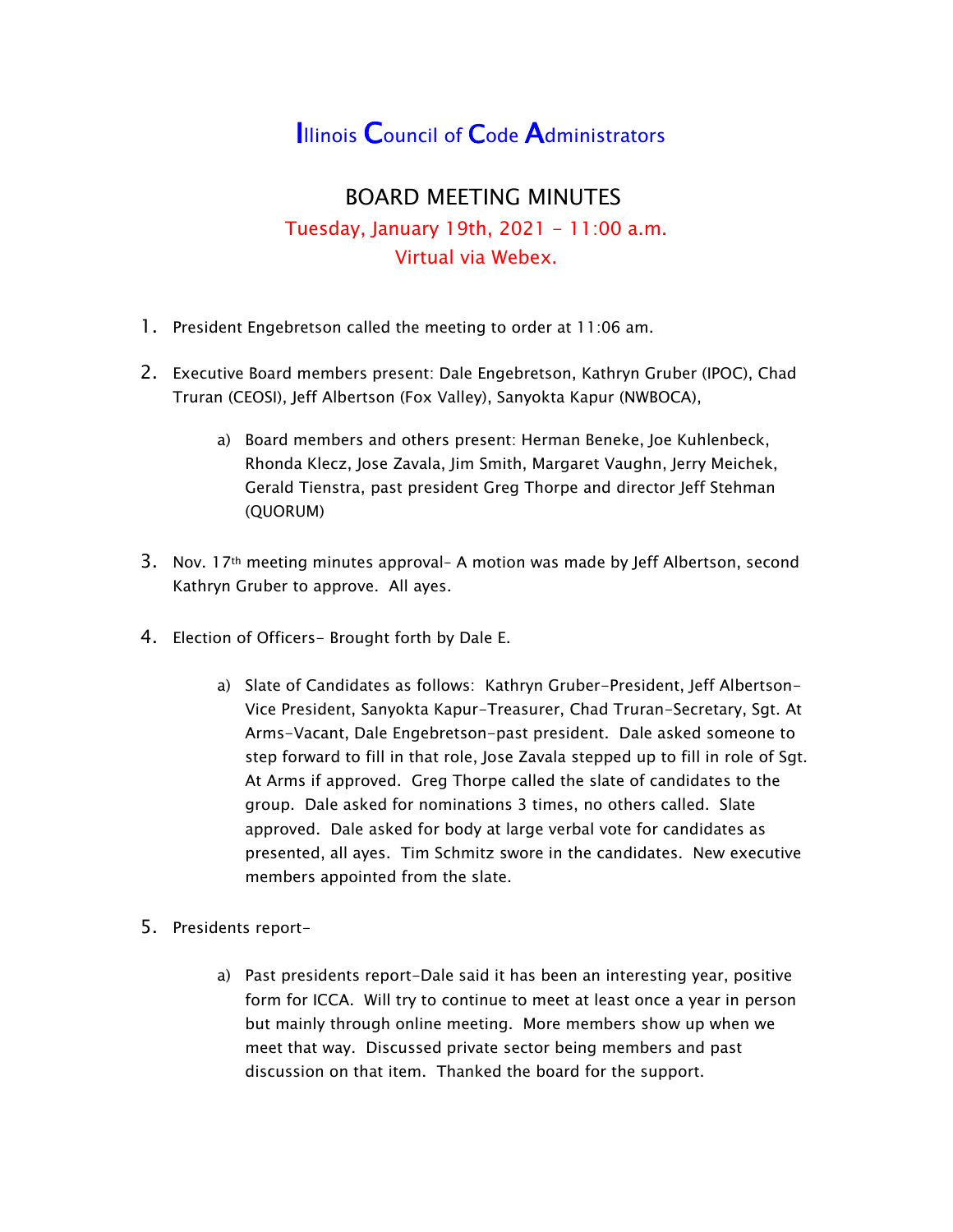# Illinois Council of Code Administrators

## BOARD MEETING MINUTES

Tuesday, January 19th, 2021 – 11:00 a.m.
Virtual via Webex.

1. President Engebretson called the meeting to order at 11:06 am.

2. Executive Board members present: Dale Engebretson, Kathryn Gruber (IPOC), Chad Truran (CEOSI), Jeff Albertson (Fox Valley), Sanyokta Kapur (NWBOCA),

   a) Board members and others present: Herman Beneke, Joe Kuhlenbeck, Rhonda Klecz, Jose Zavala, Jim Smith, Margaret Vaughn, Jerry Meichek, Gerald Tienstra, past president Greg Thorpe and director Jeff Stehman (QUORUM)

3. Nov. 17th meeting minutes approval- A motion was made by Jeff Albertson, second Kathryn Gruber to approve. All ayes.

4. Election of Officers- Brought forth by Dale E.

   a) Slate of Candidates as follows: Kathryn Gruber-President, Jeff Albertson-Vice President, Sanyokta Kapur-Treasurer, Chad Truran-Secretary, Sgt. At Arms-Vacant, Dale Engebretson-past president. Dale asked someone to step forward to fill in that role, Jose Zavala stepped up to fill in role of Sgt. At Arms if approved. Greg Thorpe called the slate of candidates to the group. Dale asked for nominations 3 times, no others called. Slate approved. Dale asked for body at large verbal vote for candidates as presented, all ayes. Tim Schmitz swore in the candidates. New executive members appointed from the slate.

5. Presidents report-

   a) Past presidents report-Dale said it has been an interesting year, positive form for ICCA. Will try to continue to meet at least once a year in person but mainly through online meeting. More members show up when we meet that way. Discussed private sector being members and past discussion on that item. Thanked the board for the support.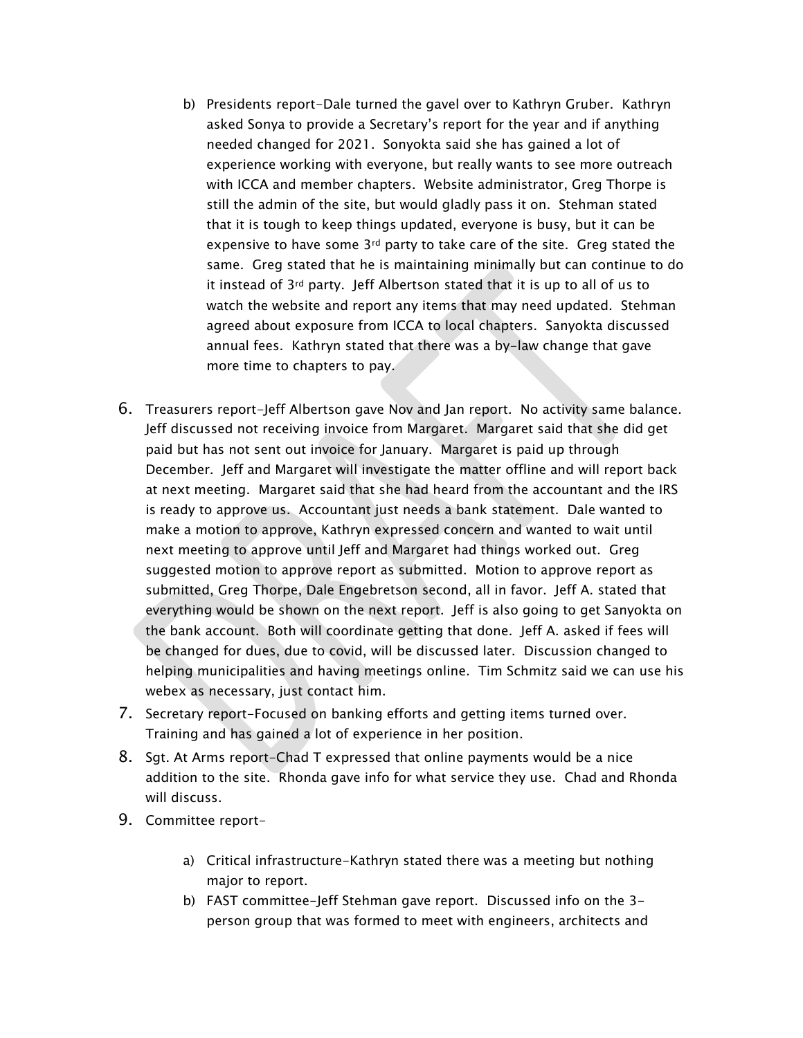b) Presidents report-Dale turned the gavel over to Kathryn Gruber. Kathryn asked Sonya to provide a Secretary's report for the year and if anything needed changed for 2021. Sonyokta said she has gained a lot of experience working with everyone, but really wants to see more outreach with ICCA and member chapters. Website administrator, Greg Thorpe is still the admin of the site, but would gladly pass it on. Stehman stated that it is tough to keep things updated, everyone is busy, but it can be expensive to have some 3rd party to take care of the site. Greg stated the same. Greg stated that he is maintaining minimally but can continue to do it instead of 3rd party. Jeff Albertson stated that it is up to all of us to watch the website and report any items that may need updated. Stehman agreed about exposure from ICCA to local chapters. Sanyokta discussed annual fees. Kathryn stated that there was a by-law change that gave more time to chapters to pay.

6. Treasurers report-Jeff Albertson gave Nov and Jan report. No activity same balance. Jeff discussed not receiving invoice from Margaret. Margaret said that she did get paid but has not sent out invoice for January. Margaret is paid up through December. Jeff and Margaret will investigate the matter offline and will report back at next meeting. Margaret said that she had heard from the accountant and the IRS is ready to approve us. Accountant just needs a bank statement. Dale wanted to make a motion to approve, Kathryn expressed concern and wanted to wait until next meeting to approve until Jeff and Margaret had things worked out. Greg suggested motion to approve report as submitted. Motion to approve report as submitted, Greg Thorpe, Dale Engebretson second, all in favor. Jeff A. stated that everything would be shown on the next report. Jeff is also going to get Sanyokta on the bank account. Both will coordinate getting that done. Jeff A. asked if fees will be changed for dues, due to covid, will be discussed later. Discussion changed to helping municipalities and having meetings online. Tim Schmitz said we can use his webex as necessary, just contact him.
7. Secretary report-Focused on banking efforts and getting items turned over. Training and has gained a lot of experience in her position.
8. Sgt. At Arms report-Chad T expressed that online payments would be a nice addition to the site. Rhonda gave info for what service they use. Chad and Rhonda will discuss.
9. Committee report-

    a) Critical infrastructure-Kathryn stated there was a meeting but nothing major to report.
    b) FAST committee-Jeff Stehman gave report. Discussed info on the 3-person group that was formed to meet with engineers, architects and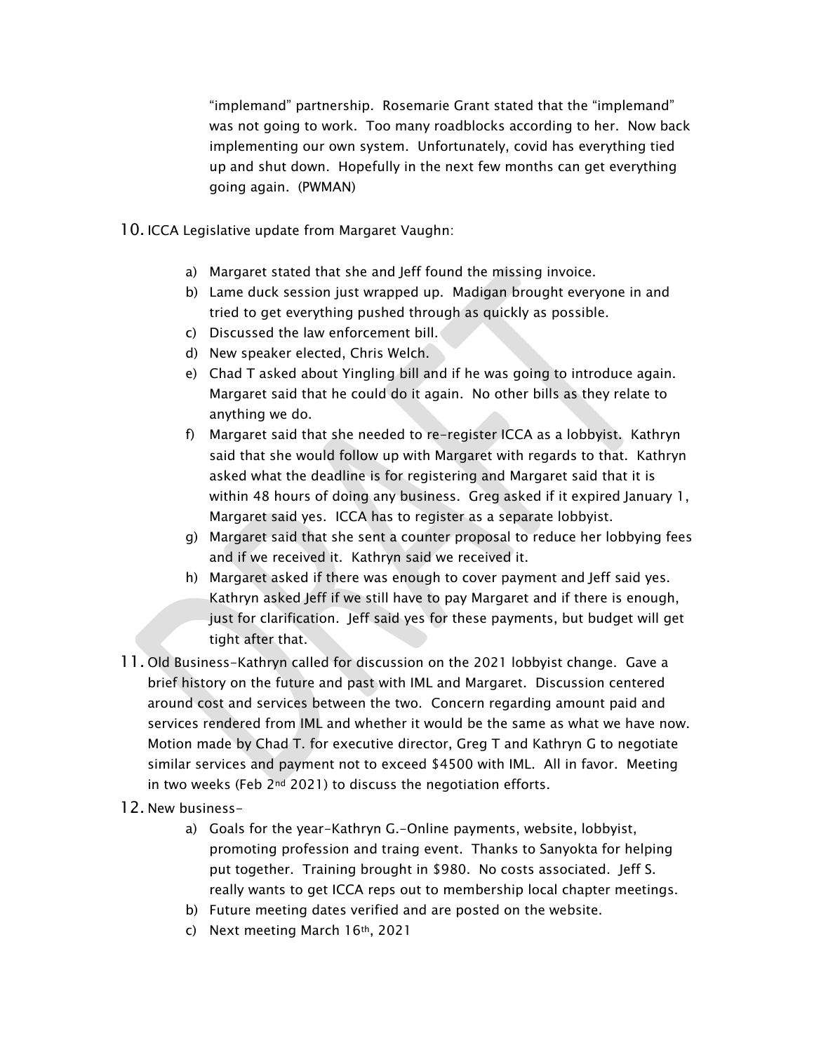"implemand" partnership. Rosemarie Grant stated that the "implemand" was not going to work. Too many roadblocks according to her. Now back implementing our own system. Unfortunately, covid has everything tied up and shut down. Hopefully in the next few months can get everything going again. (PWMAN)

10. ICCA Legislative update from Margaret Vaughn:

    a) Margaret stated that she and Jeff found the missing invoice.
    b) Lame duck session just wrapped up. Madigan brought everyone in and tried to get everything pushed through as quickly as possible.
    c) Discussed the law enforcement bill.
    d) New speaker elected, Chris Welch.
    e) Chad T asked about Yingling bill and if he was going to introduce again. Margaret said that he could do it again. No other bills as they relate to anything we do.
    f) Margaret said that she needed to re-register ICCA as a lobbyist. Kathryn said that she would follow up with Margaret with regards to that. Kathryn asked what the deadline is for registering and Margaret said that it is within 48 hours of doing any business. Greg asked if it expired January 1, Margaret said yes. ICCA has to register as a separate lobbyist.
    g) Margaret said that she sent a counter proposal to reduce her lobbying fees and if we received it. Kathryn said we received it.
    h) Margaret asked if there was enough to cover payment and Jeff said yes. Kathryn asked Jeff if we still have to pay Margaret and if there is enough, just for clarification. Jeff said yes for these payments, but budget will get tight after that.

11. Old Business-Kathryn called for discussion on the 2021 lobbyist change. Gave a brief history on the future and past with IML and Margaret. Discussion centered around cost and services between the two. Concern regarding amount paid and services rendered from IML and whether it would be the same as what we have now. Motion made by Chad T. for executive director, Greg T and Kathryn G to negotiate similar services and payment not to exceed $4500 with IML. All in favor. Meeting in two weeks (Feb 2nd 2021) to discuss the negotiation efforts.

12. New business-
    a) Goals for the year-Kathryn G.-Online payments, website, lobbyist, promoting profession and traing event. Thanks to Sanyokta for helping put together. Training brought in $980. No costs associated. Jeff S. really wants to get ICCA reps out to membership local chapter meetings.
    b) Future meeting dates verified and are posted on the website.
    c) Next meeting March 16th, 2021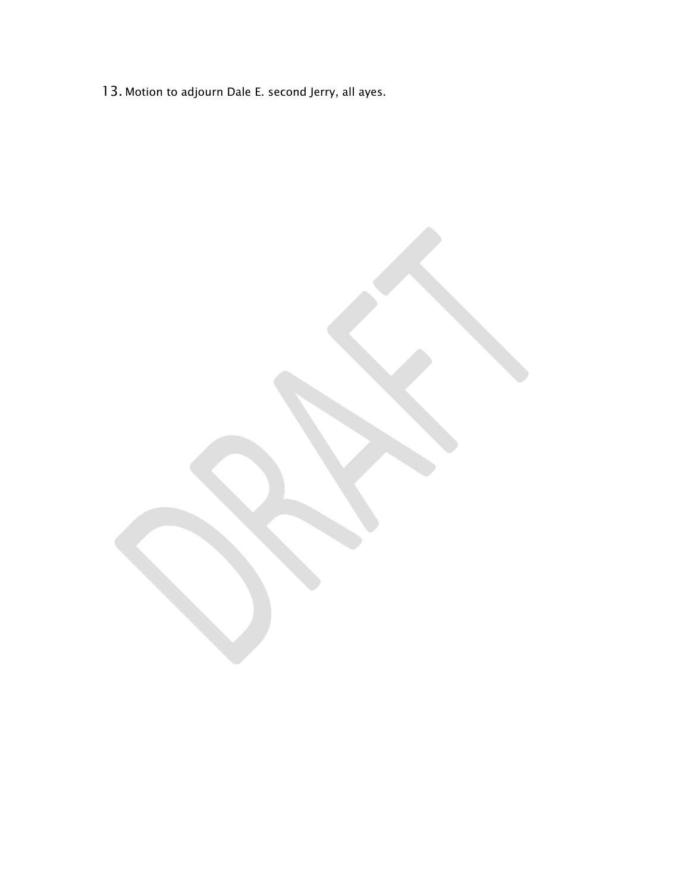13. Motion to adjourn Dale E. second Jerry, all ayes.